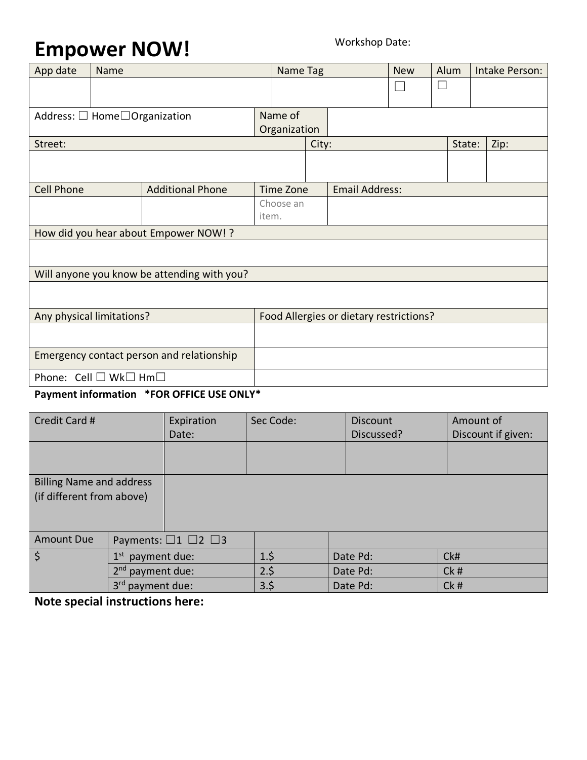# Empower NOW!

Workshop Date:

| App date | Name | Name Tag | New | Alum | Intake Person: |
| --- | --- | --- | --- | --- | --- |
| | | | ☐ | ☐ | |

| Address: ☐ Home☐Organization | Name of Organization | | |
| --- | --- | --- | --- |
| **Street:** | **City:** | **State:** | **Zip:** |
| | | | |

| Cell Phone | Additional Phone | Time Zone | Email Address: |
| --- | --- | --- | --- |
| | | Choose an item. | |

| How did you hear about Empower NOW! ? |
| --- |
| |
| **Will anyone you know be attending with you?** |
| |

| Any physical limitations? | Food Allergies or dietary restrictions? |
| --- | --- |
| | |
| Emergency contact person and relationship | |
| Phone: Cell ☐ Wk☐ Hm☐ | |

**Payment information \*FOR OFFICE USE ONLY\***

| Credit Card # | Expiration Date: | Sec Code: | Discount Discussed? | Amount of Discount if given: |
| --- | --- | --- | --- | --- |
| | | | | |
| Billing Name and address (if different from above) | | | | |

| Amount Due | Payments: ☐1 ☐2 ☐3 | | | |
| --- | --- | --- | --- | --- |
| $ | 1st payment due: | 1.$ | Date Pd: | Ck# |
| | 2nd payment due: | 2.$ | Date Pd: | Ck # |
| | 3rd payment due: | 3.$ | Date Pd: | Ck # |

**Note special instructions here:**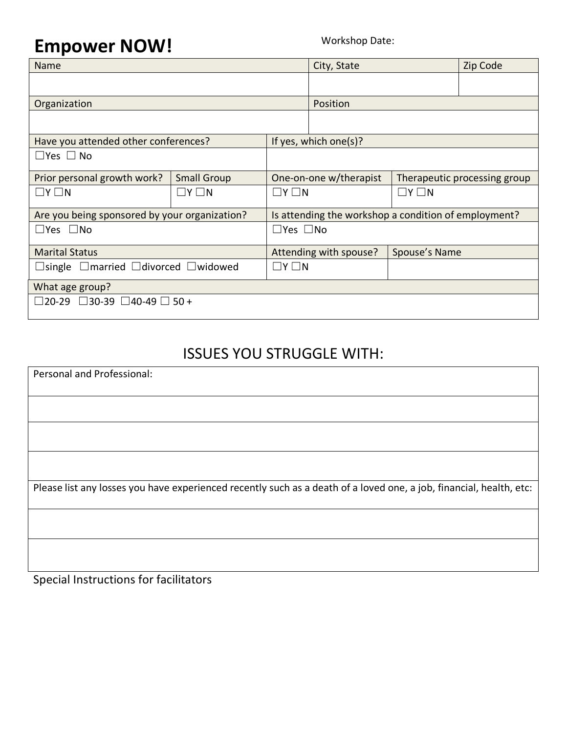# Empower NOW!

Workshop Date:

| Name | City, State | Zip Code |
|---|---|---|
| | | |
| **Organization** | **Position** | |
| | | |

| Have you attended other conferences? | If yes, which one(s)? |
|---|---|
| ☐Yes ☐ No | |

| Prior personal growth work? | Small Group | One-on-one w/therapist | Therapeutic processing group |
|---|---|---|---|
| ☐Y ☐N | ☐Y ☐N | ☐Y ☐N | ☐Y ☐N |

| Are you being sponsored by your organization? | Is attending the workshop a condition of employment? |
|---|---|
| ☐Yes ☐No | ☐Yes ☐No |

| Marital Status | Attending with spouse? | Spouse's Name |
|---|---|---|
| ☐single ☐married ☐divorced ☐widowed | ☐Y ☐N | |

| What age group? |
|---|
| ☐20-29 ☐30-39 ☐40-49 ☐ 50 + |

## ISSUES YOU STRUGGLE WITH:

| Personal and Professional: |
|---|
| |
| |
| |
| **Please list any losses you have experienced recently such as a death of a loved one, a job, financial, health, etc:** |
| |
| |

Special Instructions for facilitators